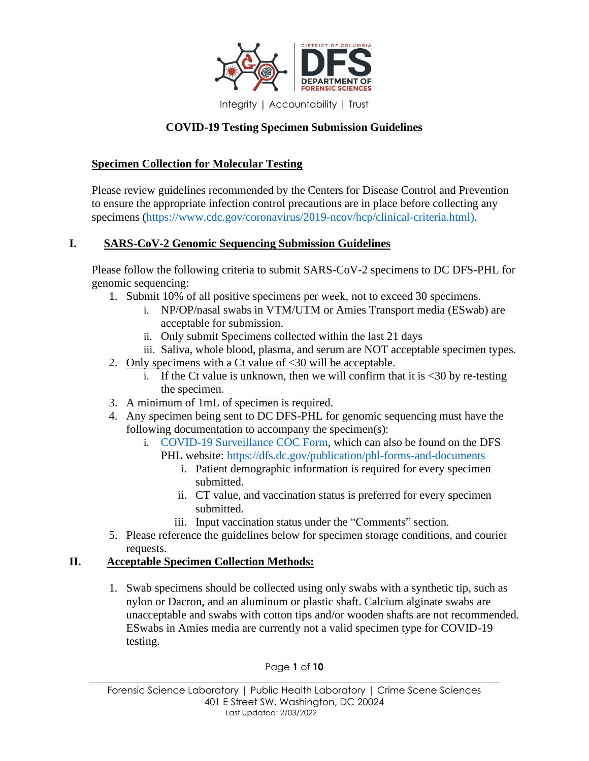Integrity | Accountability | Trust

# COVID-19 Testing Specimen Submission Guidelines

## Specimen Collection for Molecular Testing

Please review guidelines recommended by the Centers for Disease Control and Prevention to ensure the appropriate infection control precautions are in place before collecting any specimens (https://www.cdc.gov/coronavirus/2019-ncov/hcp/clinical-criteria.html).

## I. SARS-CoV-2 Genomic Sequencing Submission Guidelines

Please follow the following criteria to submit SARS-CoV-2 specimens to DC DFS-PHL for genomic sequencing:

1. Submit 10% of all positive specimens per week, not to exceed 30 specimens.
   - i. NP/OP/nasal swabs in VTM/UTM or Amies Transport media (ESwab) are acceptable for submission.
   - ii. Only submit Specimens collected within the last 21 days
   - iii. Saliva, whole blood, plasma, and serum are NOT acceptable specimen types.
2. Only specimens with a Ct value of <30 will be acceptable.
   - i. If the Ct value is unknown, then we will confirm that it is <30 by re-testing the specimen.
3. A minimum of 1mL of specimen is required.
4. Any specimen being sent to DC DFS-PHL for genomic sequencing must have the following documentation to accompany the specimen(s):
   - i. COVID-19 Surveillance COC Form, which can also be found on the DFS PHL website: https://dfs.dc.gov/publication/phl-forms-and-documents
     - i. Patient demographic information is required for every specimen submitted.
     - ii. CT value, and vaccination status is preferred for every specimen submitted.
     - iii. Input vaccination status under the “Comments” section.
5. Please reference the guidelines below for specimen storage conditions, and courier requests.

## II. Acceptable Specimen Collection Methods:

1. Swab specimens should be collected using only swabs with a synthetic tip, such as nylon or Dacron, and an aluminum or plastic shaft. Calcium alginate swabs are unacceptable and swabs with cotton tips and/or wooden shafts are not recommended. ESwabs in Amies media are currently not a valid specimen type for COVID-19 testing.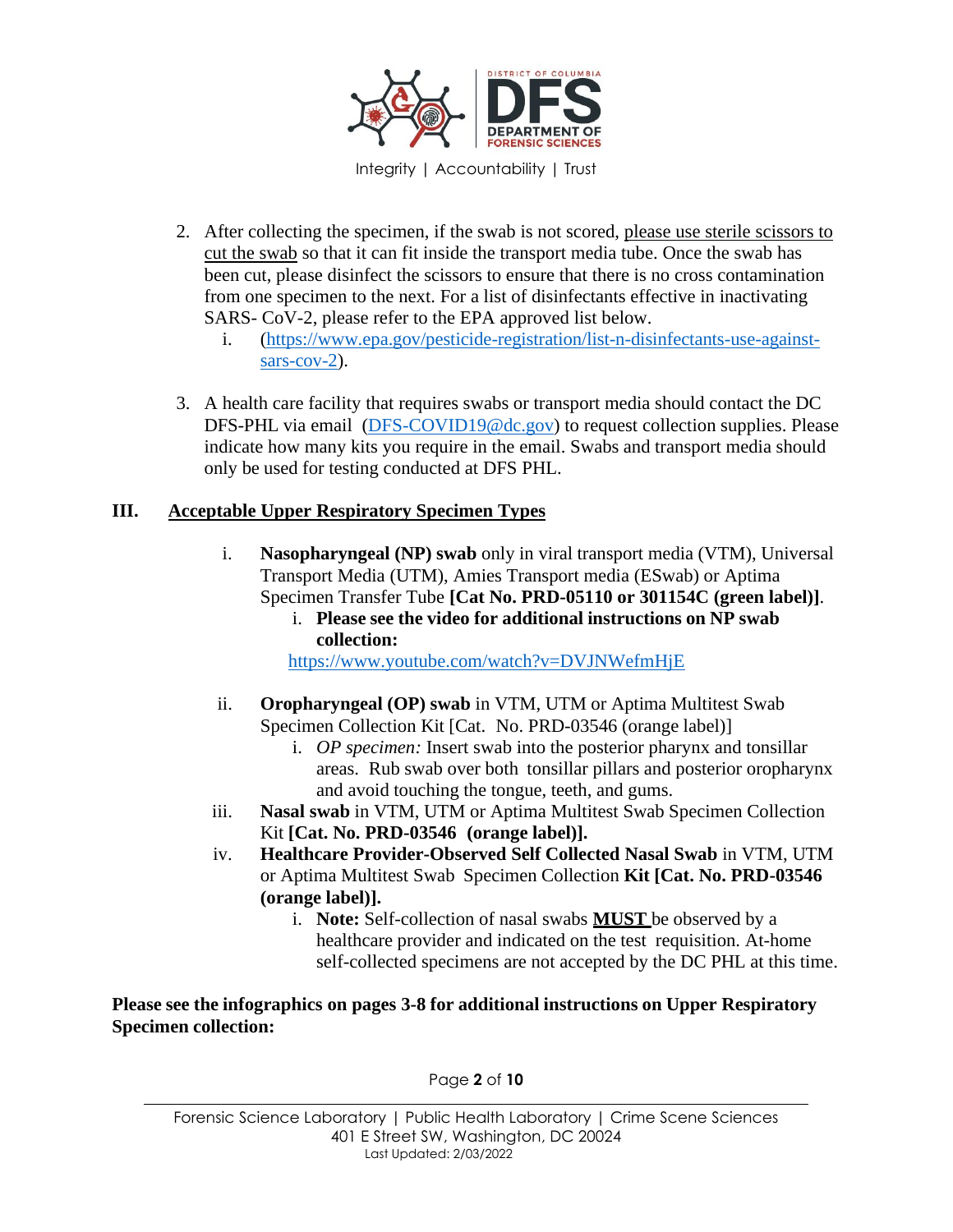2. After collecting the specimen, if the swab is not scored, please use sterile scissors to cut the swab so that it can fit inside the transport media tube. Once the swab has been cut, please disinfect the scissors to ensure that there is no cross contamination from one specimen to the next. For a list of disinfectants effective in inactivating SARS- CoV-2, please refer to the EPA approved list below.
   i. (https://www.epa.gov/pesticide-registration/list-n-disinfectants-use-against-sars-cov-2).

3. A health care facility that requires swabs or transport media should contact the DC DFS-PHL via email (DFS-COVID19@dc.gov) to request collection supplies. Please indicate how many kits you require in the email. Swabs and transport media should only be used for testing conducted at DFS PHL.

## III. Acceptable Upper Respiratory Specimen Types

i. **Nasopharyngeal (NP) swab** only in viral transport media (VTM), Universal Transport Media (UTM), Amies Transport media (ESwab) or Aptima Specimen Transfer Tube **[Cat No. PRD-05110 or 301154C (green label)]**.
   i. **Please see the video for additional instructions on NP swab collection:**
   https://www.youtube.com/watch?v=DVJNWefmHjE

ii. **Oropharyngeal (OP) swab** in VTM, UTM or Aptima Multitest Swab Specimen Collection Kit [Cat. No. PRD-03546 (orange label)]
   i. *OP specimen:* Insert swab into the posterior pharynx and tonsillar areas. Rub swab over both tonsillar pillars and posterior oropharynx and avoid touching the tongue, teeth, and gums.

iii. **Nasal swab** in VTM, UTM or Aptima Multitest Swab Specimen Collection Kit **[Cat. No. PRD-03546 (orange label)].**

iv. **Healthcare Provider-Observed Self Collected Nasal Swab** in VTM, UTM or Aptima Multitest Swab Specimen Collection **Kit [Cat. No. PRD-03546 (orange label)].**
   i. **Note:** Self-collection of nasal swabs **MUST** be observed by a healthcare provider and indicated on the test requisition. At-home self-collected specimens are not accepted by the DC PHL at this time.

**Please see the infographics on pages 3-8 for additional instructions on Upper Respiratory Specimen collection:**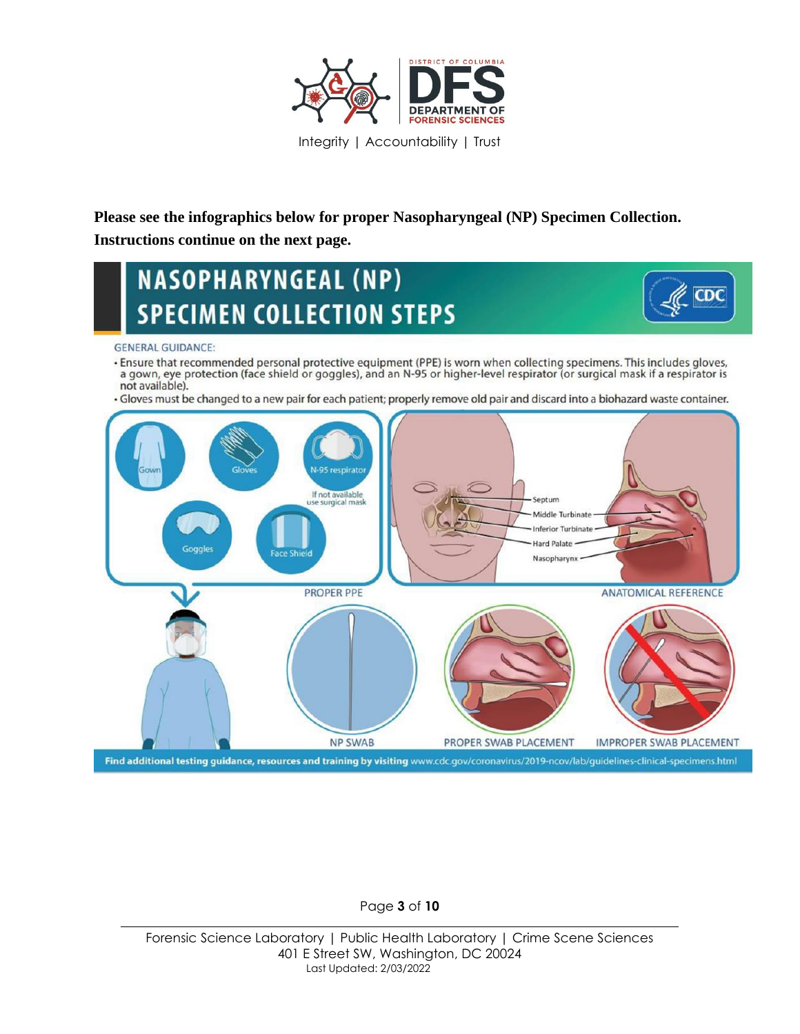**Please see the infographics below for proper Nasopharyngeal (NP) Specimen Collection. Instructions continue on the next page.**

# NASOPHARYNGEAL (NP) SPECIMEN COLLECTION STEPS

GENERAL GUIDANCE:

- Ensure that recommended personal protective equipment (PPE) is worn when collecting specimens. This includes gloves, a gown, eye protection (face shield or goggles), and an N-95 or higher-level respirator (or surgical mask if a respirator is not available).
- Gloves must be changed to a new pair for each patient; properly remove old pair and discard into a biohazard waste container.

PROPER PPE: Gown, Gloves, N-95 respirator (If not available use surgical mask), Goggles, Face Shield

ANATOMICAL REFERENCE: Septum, Middle Turbinate, Inferior Turbinate, Hard Palate, Nasopharynx

NP SWAB

PROPER SWAB PLACEMENT

IMPROPER SWAB PLACEMENT

Find additional testing guidance, resources and training by visiting www.cdc.gov/coronavirus/2019-ncov/lab/guidelines-clinical-specimens.html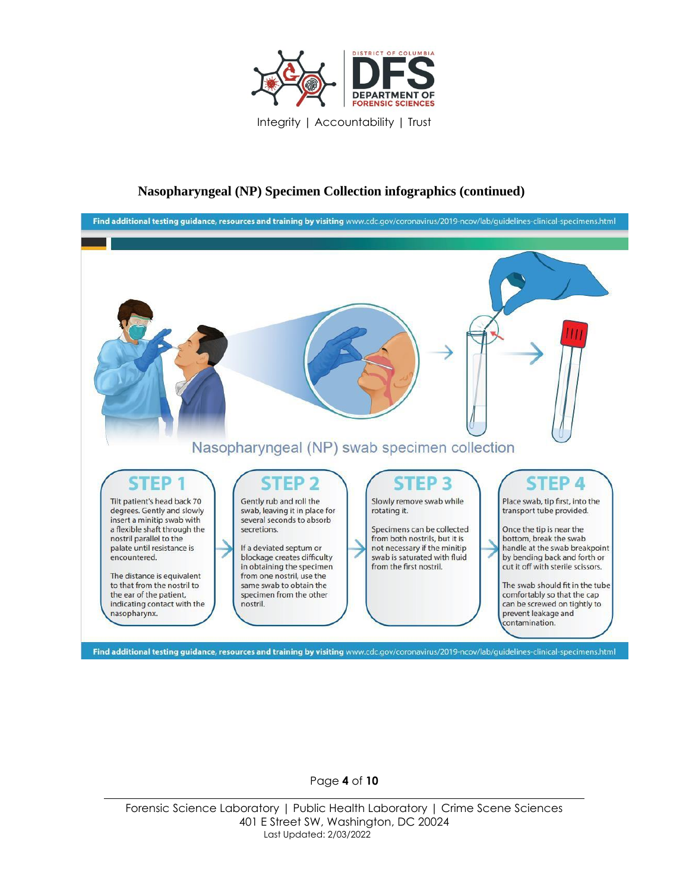## Nasopharyngeal (NP) Specimen Collection infographics (continued)

**Find additional testing guidance, resources and training by visiting** www.cdc.gov/coronavirus/2019-ncov/lab/guidelines-clinical-specimens.html

### Nasopharyngeal (NP) swab specimen collection

**STEP 1**

Tilt patient's head back 70 degrees. Gently and slowly insert a minitip swab with a flexible shaft through the nostril parallel to the palate until resistance is encountered.

The distance is equivalent to that from the nostril to the ear of the patient, indicating contact with the nasopharynx.

**STEP 2**

Gently rub and roll the swab, leaving it in place for several seconds to absorb secretions.

If a deviated septum or blockage creates difficulty in obtaining the specimen from one nostril, use the same swab to obtain the specimen from the other nostril.

**STEP 3**

Slowly remove swab while rotating it.

Specimens can be collected from both nostrils, but it is not necessary if the minitip swab is saturated with fluid from the first nostril.

**STEP 4**

Place swab, tip first, into the transport tube provided.

Once the tip is near the bottom, break the swab handle at the swab breakpoint by bending back and forth or cut it off with sterile scissors.

The swab should fit in the tube comfortably so that the cap can be screwed on tightly to prevent leakage and contamination.

**Find additional testing guidance, resources and training by visiting** www.cdc.gov/coronavirus/2019-ncov/lab/guidelines-clinical-specimens.html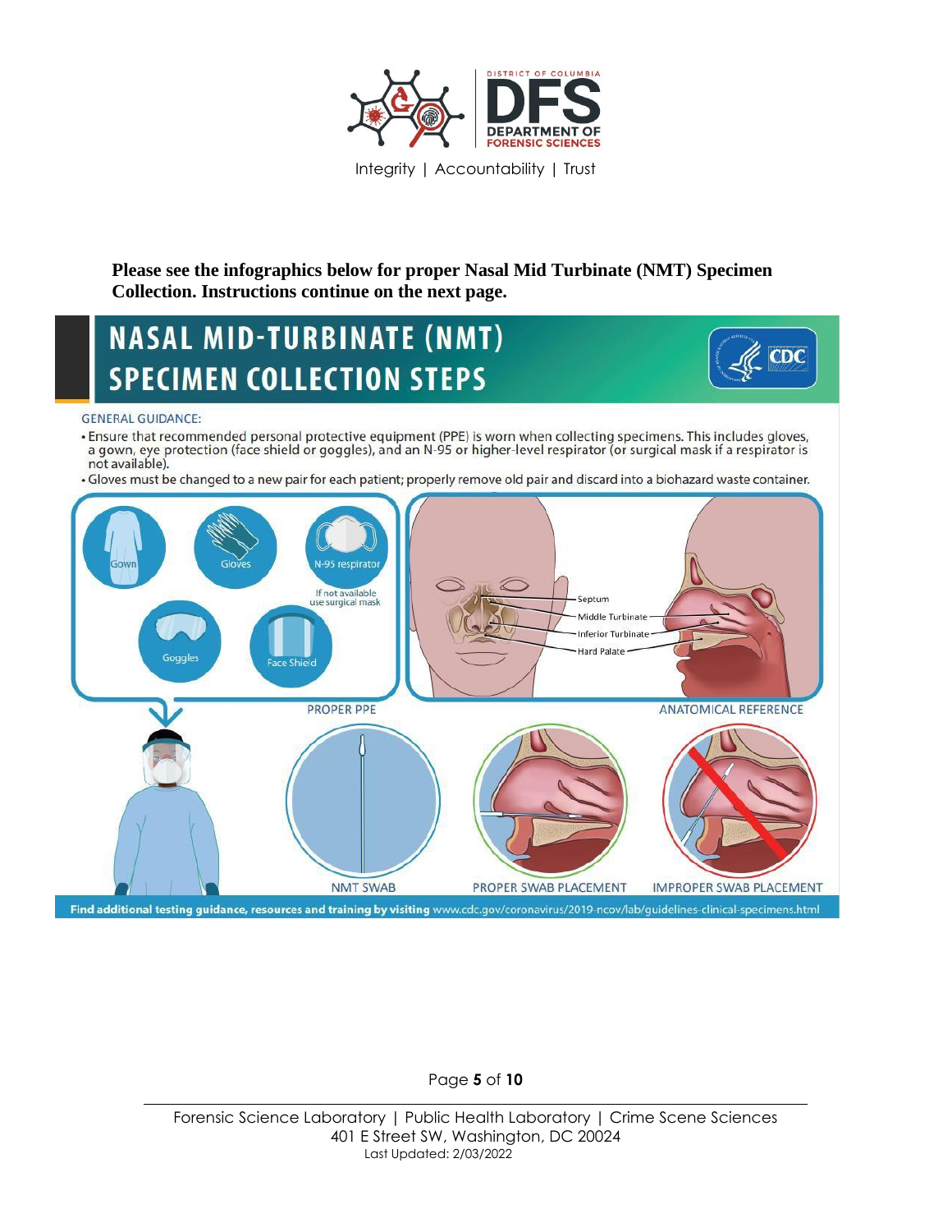**Please see the infographics below for proper Nasal Mid Turbinate (NMT) Specimen Collection. Instructions continue on the next page.**

# NASAL MID-TURBINATE (NMT) SPECIMEN COLLECTION STEPS

GENERAL GUIDANCE:

- Ensure that recommended personal protective equipment (PPE) is worn when collecting specimens. This includes gloves, a gown, eye protection (face shield or goggles), and an N-95 or higher-level respirator (or surgical mask if a respirator is not available).
- Gloves must be changed to a new pair for each patient; properly remove old pair and discard into a biohazard waste container.

Gown | Gloves | N-95 respirator (If not available use surgical mask) | Goggles | Face Shield

PROPER PPE

Septum | Middle Turbinate | Inferior Turbinate | Hard Palate

ANATOMICAL REFERENCE

NMT SWAB | PROPER SWAB PLACEMENT | IMPROPER SWAB PLACEMENT

**Find additional testing guidance, resources and training by visiting** www.cdc.gov/coronavirus/2019-ncov/lab/guidelines-clinical-specimens.html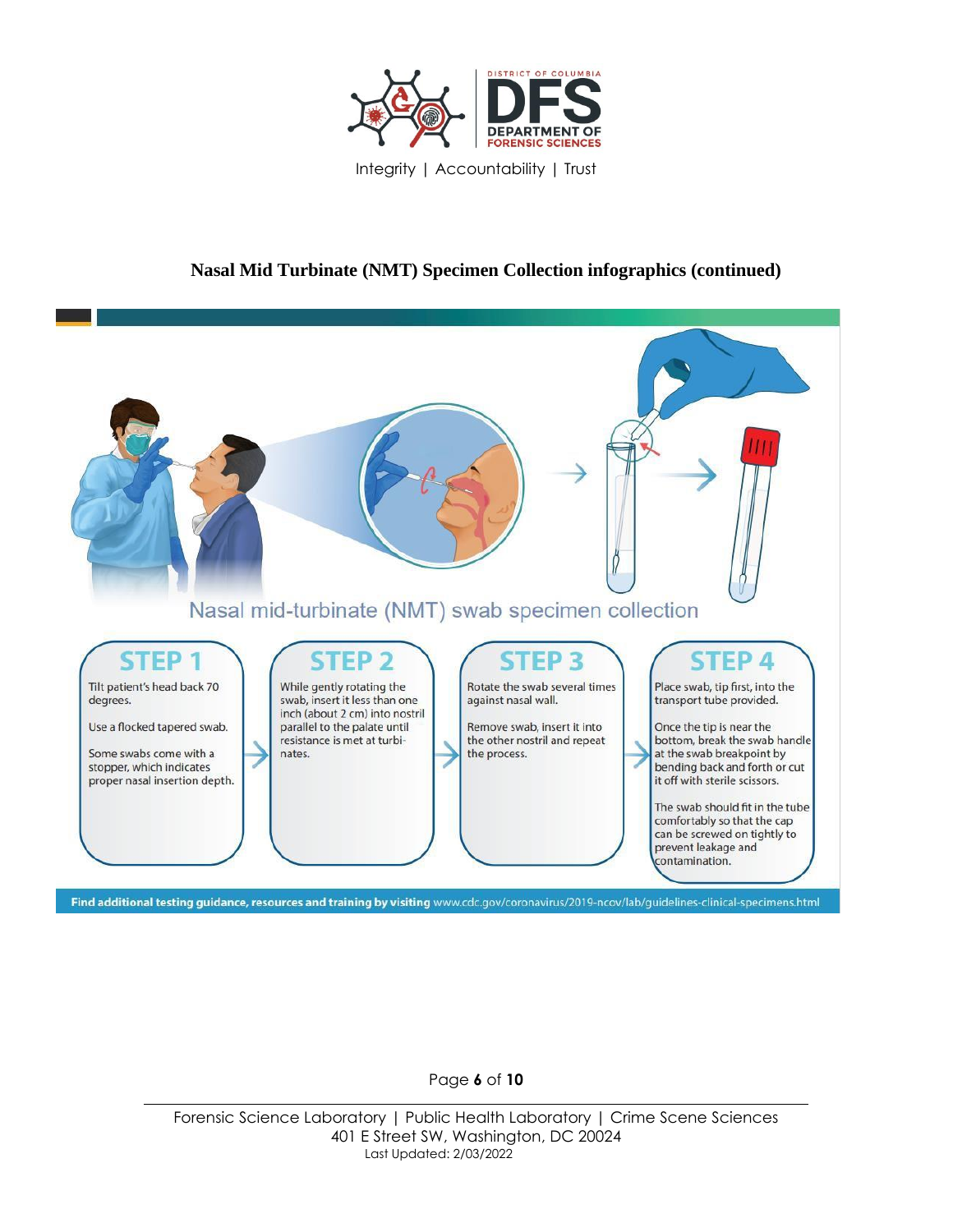## Nasal Mid Turbinate (NMT) Specimen Collection infographics (continued)

### Nasal mid-turbinate (NMT) swab specimen collection

**STEP 1**

Tilt patient's head back 70 degrees.

Use a flocked tapered swab.

Some swabs come with a stopper, which indicates proper nasal insertion depth.

**STEP 2**

While gently rotating the swab, insert it less than one inch (about 2 cm) into nostril parallel to the palate until resistance is met at turbinates.

**STEP 3**

Rotate the swab several times against nasal wall.

Remove swab, insert it into the other nostril and repeat the process.

**STEP 4**

Place swab, tip first, into the transport tube provided.

Once the tip is near the bottom, break the swab handle at the swab breakpoint by bending back and forth or cut it off with sterile scissors.

The swab should fit in the tube comfortably so that the cap can be screwed on tightly to prevent leakage and contamination.

**Find additional testing guidance, resources and training by visiting** www.cdc.gov/coronavirus/2019-ncov/lab/guidelines-clinical-specimens.html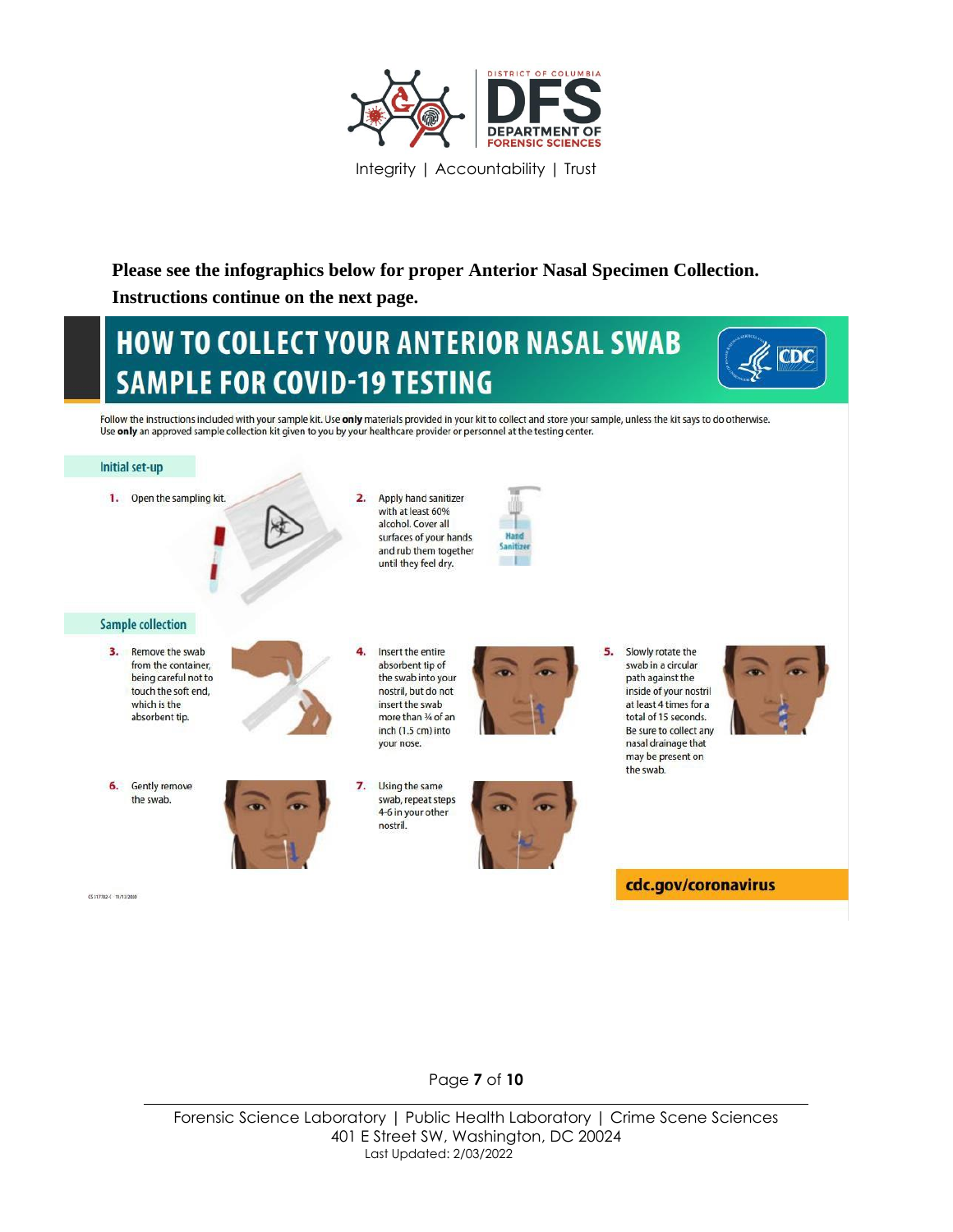**Please see the infographics below for proper Anterior Nasal Specimen Collection. Instructions continue on the next page.**

# HOW TO COLLECT YOUR ANTERIOR NASAL SWAB SAMPLE FOR COVID-19 TESTING

Follow the instructions included with your sample kit. Use **only** materials provided in your kit to collect and store your sample, unless the kit says to do otherwise. Use **only** an approved sample collection kit given to you by your healthcare provider or personnel at the testing center.

## Initial set-up

1. Open the sampling kit.
2. Apply hand sanitizer with at least 60% alcohol. Cover all surfaces of your hands and rub them together until they feel dry.

## Sample collection

3. Remove the swab from the container, being careful not to touch the soft end, which is the absorbent tip.
4. Insert the entire absorbent tip of the swab into your nostril, but do not insert the swab more than ¾ of an inch (1.5 cm) into your nose.
5. Slowly rotate the swab in a circular path against the inside of your nostril at least 4 times for a total of 15 seconds. Be sure to collect any nasal drainage that may be present on the swab.
6. Gently remove the swab.
7. Using the same swab, repeat steps 4-6 in your other nostril.

cdc.gov/coronavirus

CS 317702-C 11/11/2020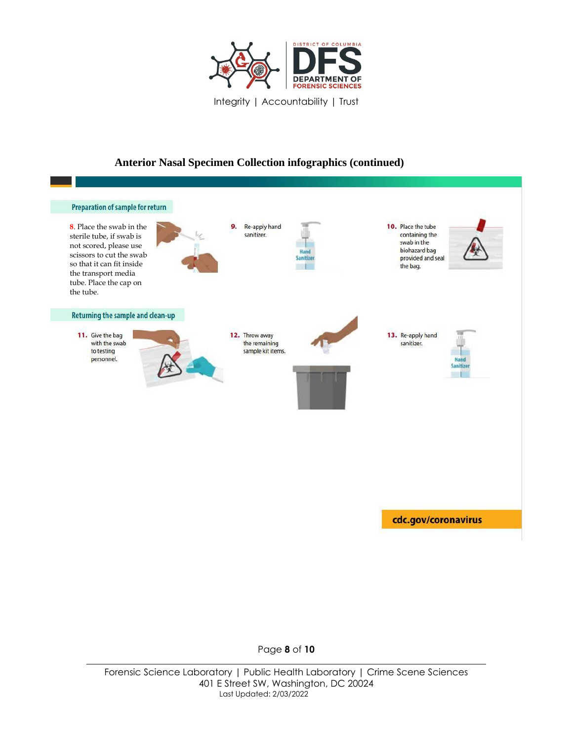## Anterior Nasal Specimen Collection infographics (continued)

### Preparation of sample for return

8. Place the swab in the sterile tube, if swab is not scored, please use scissors to cut the swab so that it can fit inside the transport media tube. Place the cap on the tube.

9. Re-apply hand sanitizer.

10. Place the tube containing the swab in the biohazard bag provided and seal the bag.

### Returning the sample and clean-up

11. Give the bag with the swab to testing personnel.

12. Throw away the remaining sample kit items.

13. Re-apply hand sanitizer.

cdc.gov/coronavirus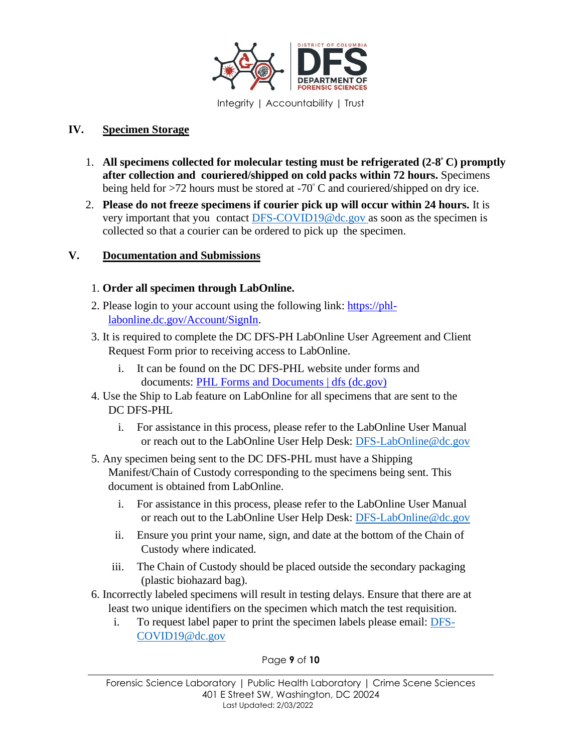## IV. Specimen Storage

1. **All specimens collected for molecular testing must be refrigerated (2-8° C) promptly after collection and couriered/shipped on cold packs within 72 hours.** Specimens being held for >72 hours must be stored at -70° C and couriered/shipped on dry ice.
2. **Please do not freeze specimens if courier pick up will occur within 24 hours.** It is very important that you contact DFS-COVID19@dc.gov as soon as the specimen is collected so that a courier can be ordered to pick up the specimen.

## V. Documentation and Submissions

1. **Order all specimen through LabOnline.**
2. Please login to your account using the following link: https://phl-labonline.dc.gov/Account/SignIn.
3. It is required to complete the DC DFS-PH LabOnline User Agreement and Client Request Form prior to receiving access to LabOnline.
   i. It can be found on the DC DFS-PHL website under forms and documents: PHL Forms and Documents | dfs (dc.gov)
4. Use the Ship to Lab feature on LabOnline for all specimens that are sent to the DC DFS-PHL
   i. For assistance in this process, please refer to the LabOnline User Manual or reach out to the LabOnline User Help Desk: DFS-LabOnline@dc.gov
5. Any specimen being sent to the DC DFS-PHL must have a Shipping Manifest/Chain of Custody corresponding to the specimens being sent. This document is obtained from LabOnline.
   i. For assistance in this process, please refer to the LabOnline User Manual or reach out to the LabOnline User Help Desk: DFS-LabOnline@dc.gov
   ii. Ensure you print your name, sign, and date at the bottom of the Chain of Custody where indicated.
   iii. The Chain of Custody should be placed outside the secondary packaging (plastic biohazard bag).
6. Incorrectly labeled specimens will result in testing delays. Ensure that there are at least two unique identifiers on the specimen which match the test requisition.
   i. To request label paper to print the specimen labels please email: DFS-COVID19@dc.gov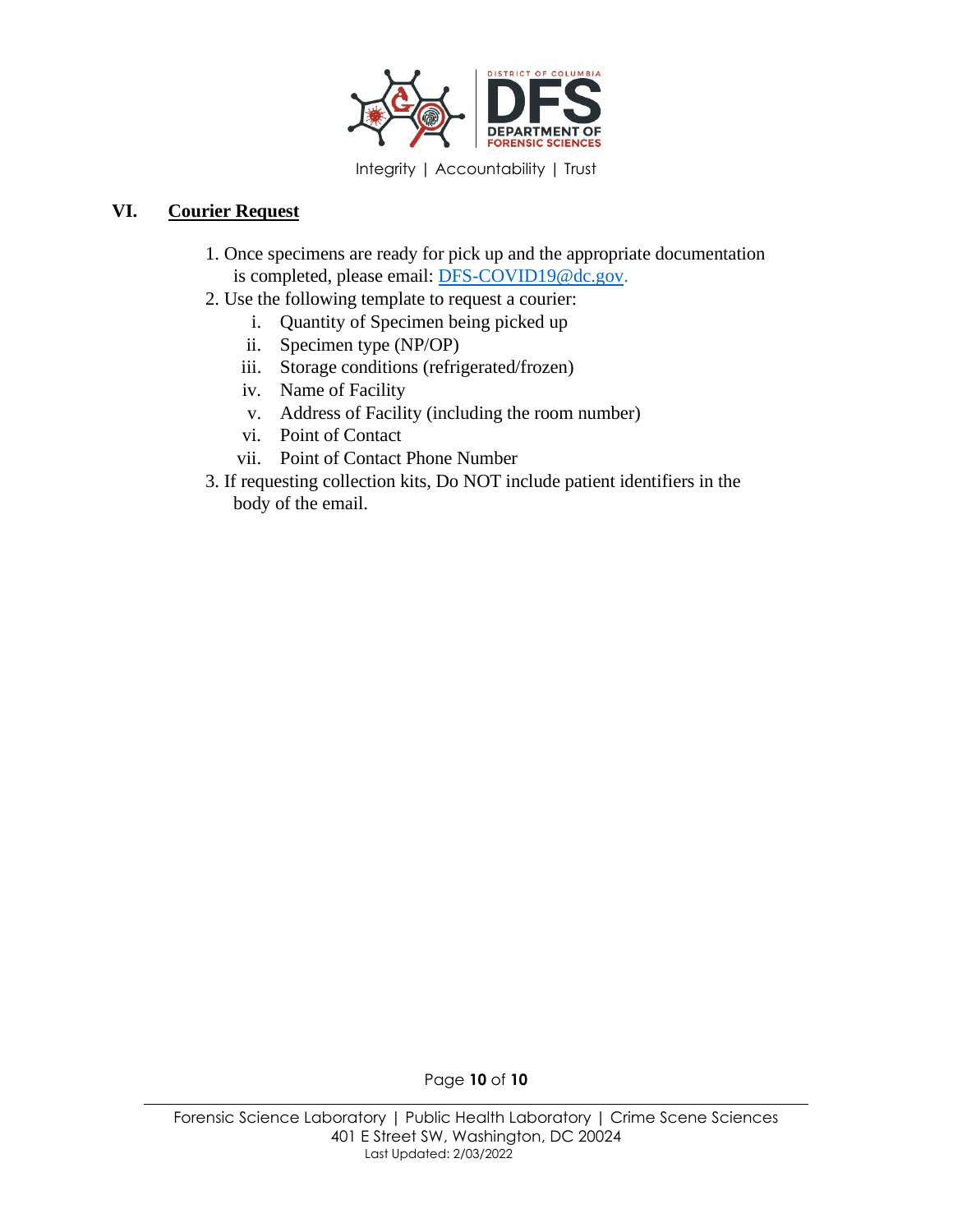## VI. Courier Request

1. Once specimens are ready for pick up and the appropriate documentation is completed, please email: DFS-COVID19@dc.gov.
2. Use the following template to request a courier:
   i. Quantity of Specimen being picked up
   ii. Specimen type (NP/OP)
   iii. Storage conditions (refrigerated/frozen)
   iv. Name of Facility
   v. Address of Facility (including the room number)
   vi. Point of Contact
   vii. Point of Contact Phone Number
3. If requesting collection kits, Do NOT include patient identifiers in the body of the email.